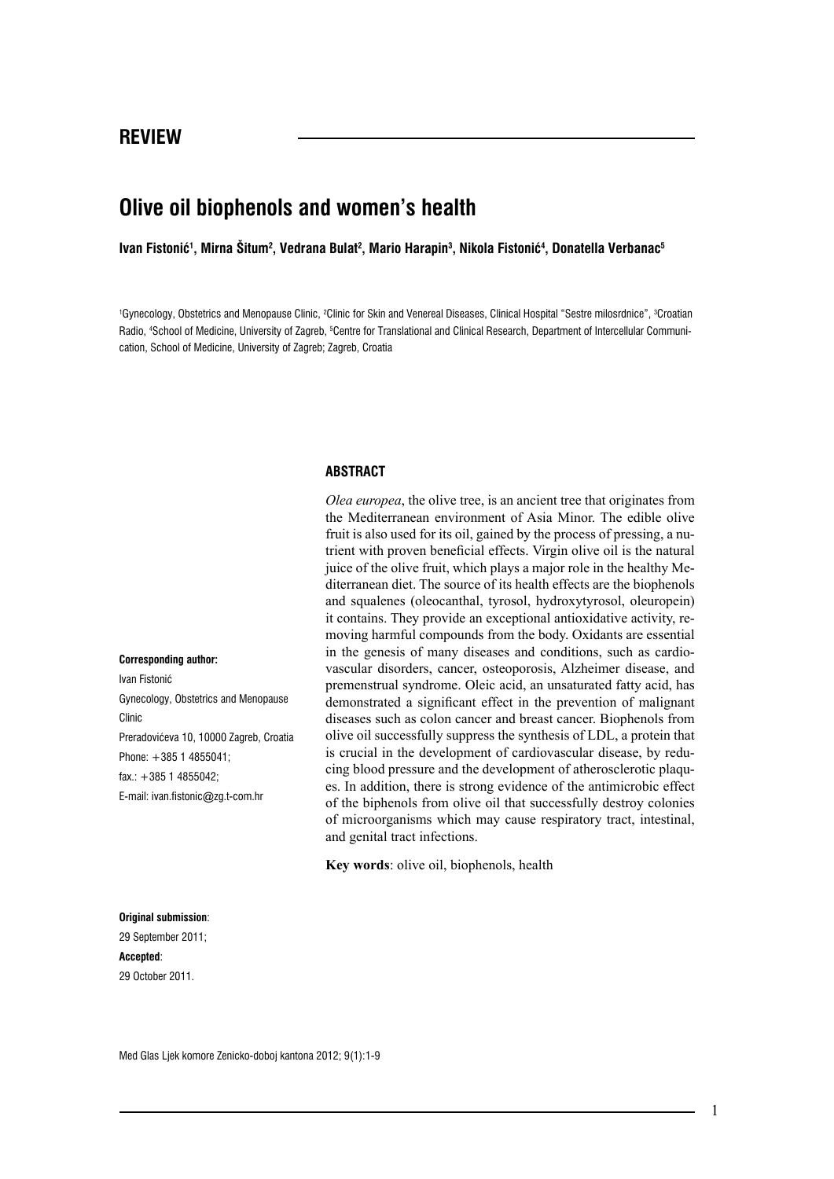**REVIEW**

# Olive oil biophenols and women's health

**Ivan Fistonić[1], Mirna Šitum[2], Vedrana Bulat[2], Mario Harapin[3], Nikola Fistonić[4], Donatella Verbanac[5]**

[1]Gynecology, Obstetrics and Menopause Clinic, [2]Clinic for Skin and Venereal Diseases, Clinical Hospital "Sestre milosrdnice", [3]Croatian Radio, [4]School of Medicine, University of Zagreb, [5]Centre for Translational and Clinical Research, Department of Intercellular Communication, School of Medicine, University of Zagreb; Zagreb, Croatia

## ABSTRACT

*Olea europea*, the olive tree, is an ancient tree that originates from the Mediterranean environment of Asia Minor. The edible olive fruit is also used for its oil, gained by the process of pressing, a nutrient with proven beneficial effects. Virgin olive oil is the natural juice of the olive fruit, which plays a major role in the healthy Mediterranean diet. The source of its health effects are the biophenols and squalenes (oleocanthal, tyrosol, hydroxytyrosol, oleuropein) it contains. They provide an exceptional antioxidative activity, removing harmful compounds from the body. Oxidants are essential in the genesis of many diseases and conditions, such as cardiovascular disorders, cancer, osteoporosis, Alzheimer disease, and premenstrual syndrome. Oleic acid, an unsaturated fatty acid, has demonstrated a significant effect in the prevention of malignant diseases such as colon cancer and breast cancer. Biophenols from olive oil successfully suppress the synthesis of LDL, a protein that is crucial in the development of cardiovascular disease, by reducing blood pressure and the development of atherosclerotic plaques. In addition, there is strong evidence of the antimicrobic effect of the biphenols from olive oil that successfully destroy colonies of microorganisms which may cause respiratory tract, intestinal, and genital tract infections.

**Key words**: olive oil, biophenols, health

**Corresponding author:**
Ivan Fistonić
Gynecology, Obstetrics and Menopause Clinic
Preradovićeva 10, 10000 Zagreb, Croatia
Phone: +385 1 4855041;
fax.: +385 1 4855042;
E-mail: ivan.fistonic@zg.t-com.hr

**Original submission**:
29 September 2011;
**Accepted**:
29 October 2011.

Med Glas Ljek komore Zenicko-doboj kantona 2012; 9(1):1-9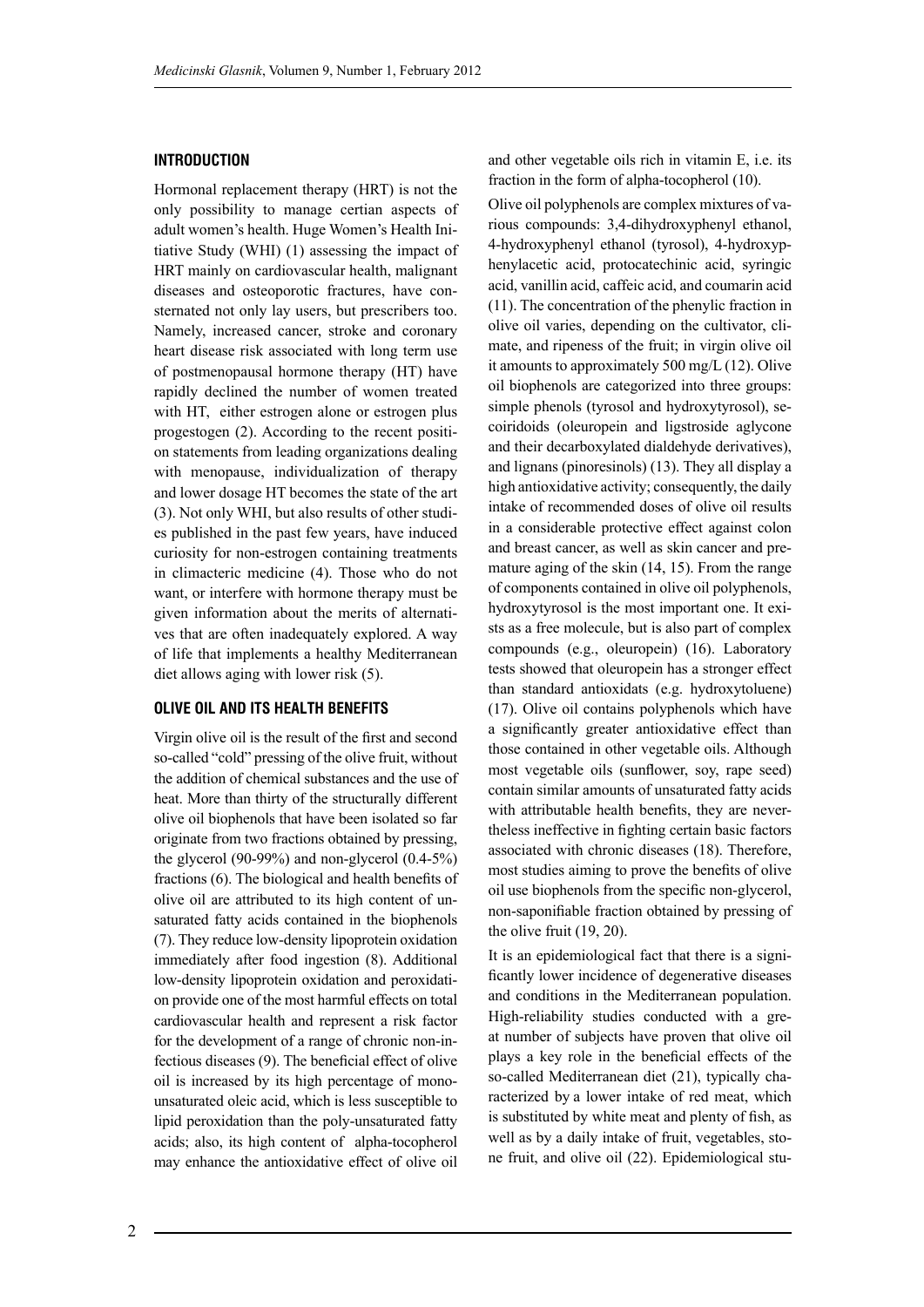## INTRODUCTION

Hormonal replacement therapy (HRT) is not the only possibility to manage certian aspects of adult women's health. Huge Women's Health Initiative Study (WHI) (1) assessing the impact of HRT mainly on cardiovascular health, malignant diseases and osteoporotic fractures, have consternated not only lay users, but prescribers too. Namely, increased cancer, stroke and coronary heart disease risk associated with long term use of postmenopausal hormone therapy (HT) have rapidly declined the number of women treated with HT, either estrogen alone or estrogen plus progestogen (2). According to the recent position statements from leading organizations dealing with menopause, individualization of therapy and lower dosage HT becomes the state of the art (3). Not only WHI, but also results of other studies published in the past few years, have induced curiosity for non-estrogen containing treatments in climacteric medicine (4). Those who do not want, or interfere with hormone therapy must be given information about the merits of alternatives that are often inadequately explored. A way of life that implements a healthy Mediterranean diet allows aging with lower risk (5).

## OLIVE OIL AND ITS HEALTH BENEFITS

Virgin olive oil is the result of the first and second so-called "cold" pressing of the olive fruit, without the addition of chemical substances and the use of heat. More than thirty of the structurally different olive oil biophenols that have been isolated so far originate from two fractions obtained by pressing, the glycerol (90-99%) and non-glycerol (0.4-5%) fractions (6). The biological and health benefits of olive oil are attributed to its high content of unsaturated fatty acids contained in the biophenols (7). They reduce low-density lipoprotein oxidation immediately after food ingestion (8). Additional low-density lipoprotein oxidation and peroxidation provide one of the most harmful effects on total cardiovascular health and represent a risk factor for the development of a range of chronic non-infectious diseases (9). The beneficial effect of olive oil is increased by its high percentage of monounsaturated oleic acid, which is less susceptible to lipid peroxidation than the poly-unsaturated fatty acids; also, its high content of alpha-tocopherol may enhance the antioxidative effect of olive oil and other vegetable oils rich in vitamin E, i.e. its fraction in the form of alpha-tocopherol (10).

Olive oil polyphenols are complex mixtures of various compounds: 3,4-dihydroxyphenyl ethanol, 4-hydroxyphenyl ethanol (tyrosol), 4-hydroxyphenylacetic acid, protocatechinic acid, syringic acid, vanillin acid, caffeic acid, and coumarin acid (11). The concentration of the phenylic fraction in olive oil varies, depending on the cultivator, climate, and ripeness of the fruit; in virgin olive oil it amounts to approximately 500 mg/L (12). Olive oil biophenols are categorized into three groups: simple phenols (tyrosol and hydroxytyrosol), secoiridoids (oleuropein and ligstroside aglycone and their decarboxylated dialdehyde derivatives), and lignans (pinoresinols) (13). They all display a high antioxidative activity; consequently, the daily intake of recommended doses of olive oil results in a considerable protective effect against colon and breast cancer, as well as skin cancer and premature aging of the skin (14, 15). From the range of components contained in olive oil polyphenols, hydroxytyrosol is the most important one. It exists as a free molecule, but is also part of complex compounds (e.g., oleuropein) (16). Laboratory tests showed that oleuropein has a stronger effect than standard antioxidats (e.g. hydroxytoluene) (17). Olive oil contains polyphenols which have a significantly greater antioxidative effect than those contained in other vegetable oils. Although most vegetable oils (sunflower, soy, rape seed) contain similar amounts of unsaturated fatty acids with attributable health benefits, they are nevertheless ineffective in fighting certain basic factors associated with chronic diseases (18). Therefore, most studies aiming to prove the benefits of olive oil use biophenols from the specific non-glycerol, non-saponifiable fraction obtained by pressing of the olive fruit (19, 20).

It is an epidemiological fact that there is a significantly lower incidence of degenerative diseases and conditions in the Mediterranean population. High-reliability studies conducted with a great number of subjects have proven that olive oil plays a key role in the beneficial effects of the so-called Mediterranean diet (21), typically characterized by a lower intake of red meat, which is substituted by white meat and plenty of fish, as well as by a daily intake of fruit, vegetables, stone fruit, and olive oil (22). Epidemiological stu-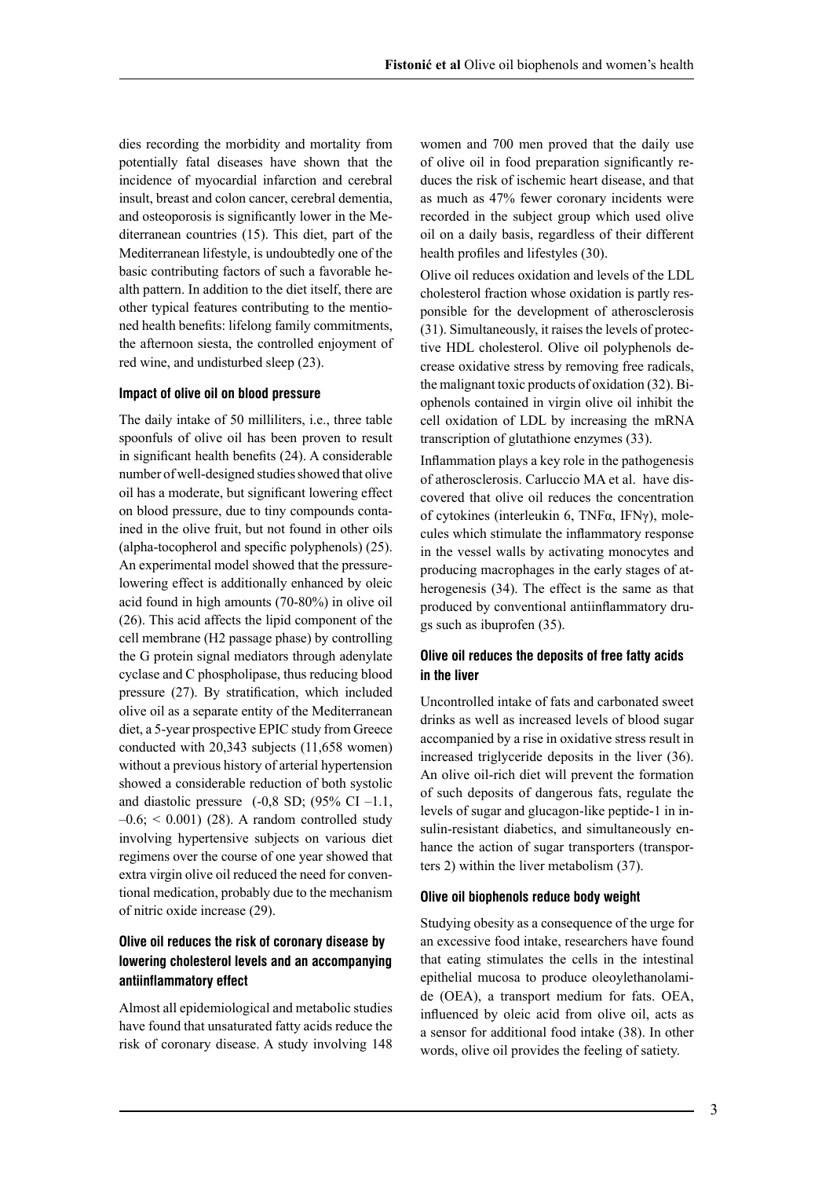dies recording the morbidity and mortality from potentially fatal diseases have shown that the incidence of myocardial infarction and cerebral insult, breast and colon cancer, cerebral dementia, and osteoporosis is significantly lower in the Mediterranean countries (15). This diet, part of the Mediterranean lifestyle, is undoubtedly one of the basic contributing factors of such a favorable health pattern. In addition to the diet itself, there are other typical features contributing to the mentioned health benefits: lifelong family commitments, the afternoon siesta, the controlled enjoyment of red wine, and undisturbed sleep (23).

#### Impact of olive oil on blood pressure

The daily intake of 50 milliliters, i.e., three table spoonfuls of olive oil has been proven to result in significant health benefits (24). A considerable number of well-designed studies showed that olive oil has a moderate, but significant lowering effect on blood pressure, due to tiny compounds contained in the olive fruit, but not found in other oils (alpha-tocopherol and specific polyphenols) (25). An experimental model showed that the pressure-lowering effect is additionally enhanced by oleic acid found in high amounts (70-80%) in olive oil (26). This acid affects the lipid component of the cell membrane (H2 passage phase) by controlling the G protein signal mediators through adenylate cyclase and C phospholipase, thus reducing blood pressure (27). By stratification, which included olive oil as a separate entity of the Mediterranean diet, a 5-year prospective EPIC study from Greece conducted with 20,343 subjects (11,658 women) without a previous history of arterial hypertension showed a considerable reduction of both systolic and diastolic pressure (-0,8 SD; (95% CI –1.1, –0.6; < 0.001) (28). A random controlled study involving hypertensive subjects on various diet regimens over the course of one year showed that extra virgin olive oil reduced the need for conventional medication, probably due to the mechanism of nitric oxide increase (29).

#### Olive oil reduces the risk of coronary disease by lowering cholesterol levels and an accompanying antiinflammatory effect

Almost all epidemiological and metabolic studies have found that unsaturated fatty acids reduce the risk of coronary disease. A study involving 148 women and 700 men proved that the daily use of olive oil in food preparation significantly reduces the risk of ischemic heart disease, and that as much as 47% fewer coronary incidents were recorded in the subject group which used olive oil on a daily basis, regardless of their different health profiles and lifestyles (30).

Olive oil reduces oxidation and levels of the LDL cholesterol fraction whose oxidation is partly responsible for the development of atherosclerosis (31). Simultaneously, it raises the levels of protective HDL cholesterol. Olive oil polyphenols decrease oxidative stress by removing free radicals, the malignant toxic products of oxidation (32). Biophenols contained in virgin olive oil inhibit the cell oxidation of LDL by increasing the mRNA transcription of glutathione enzymes (33).

Inflammation plays a key role in the pathogenesis of atherosclerosis. Carluccio MA et al. have discovered that olive oil reduces the concentration of cytokines (interleukin 6, TNFα, IFNγ), molecules which stimulate the inflammatory response in the vessel walls by activating monocytes and producing macrophages in the early stages of atherogenesis (34). The effect is the same as that produced by conventional antiinflammatory drugs such as ibuprofen (35).

#### Olive oil reduces the deposits of free fatty acids in the liver

Uncontrolled intake of fats and carbonated sweet drinks as well as increased levels of blood sugar accompanied by a rise in oxidative stress result in increased triglyceride deposits in the liver (36). An olive oil-rich diet will prevent the formation of such deposits of dangerous fats, regulate the levels of sugar and glucagon-like peptide-1 in insulin-resistant diabetics, and simultaneously enhance the action of sugar transporters (transporters 2) within the liver metabolism (37).

#### Olive oil biophenols reduce body weight

Studying obesity as a consequence of the urge for an excessive food intake, researchers have found that eating stimulates the cells in the intestinal epithelial mucosa to produce oleoylethanolamide (OEA), a transport medium for fats. OEA, influenced by oleic acid from olive oil, acts as a sensor for additional food intake (38). In other words, olive oil provides the feeling of satiety.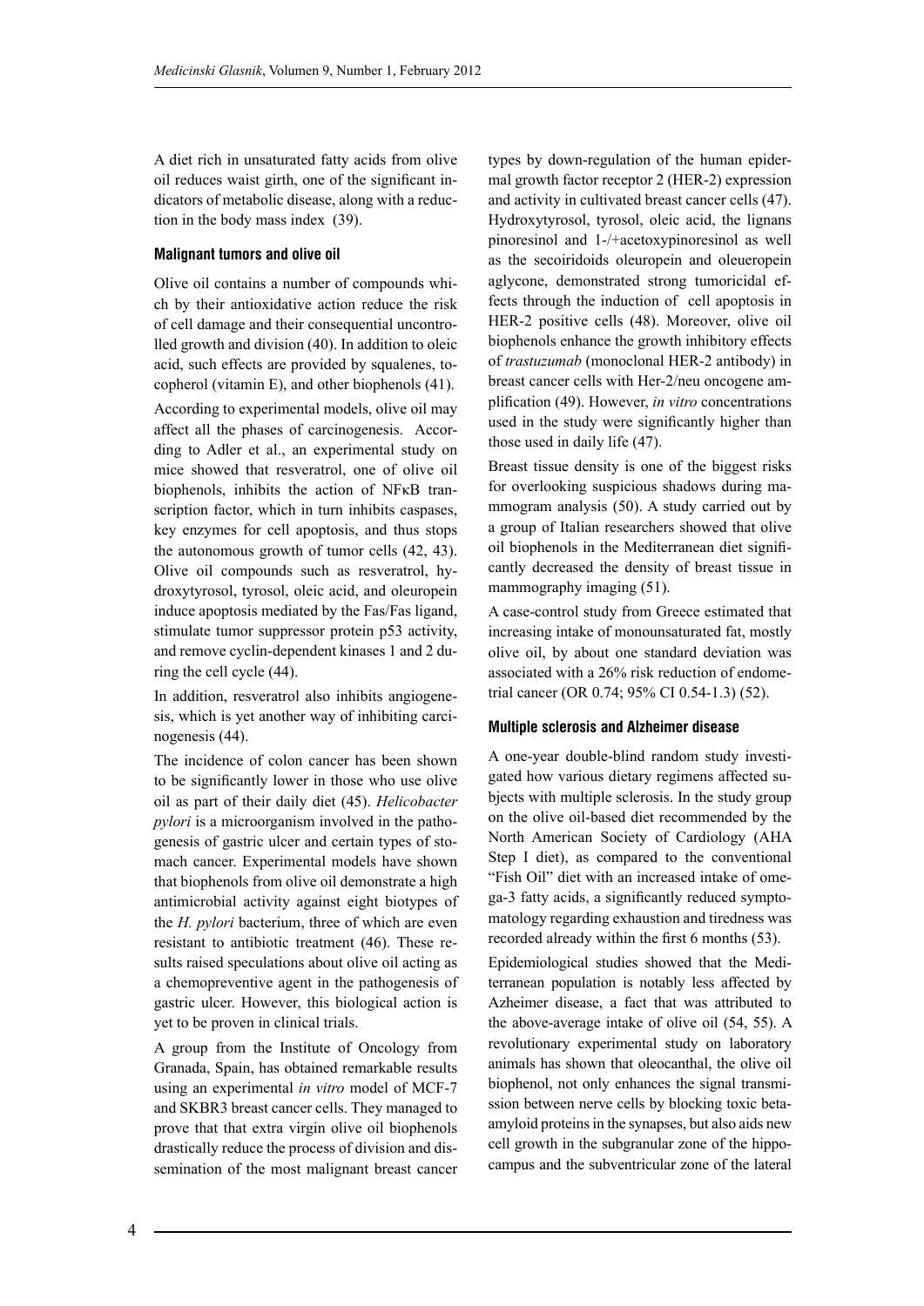A diet rich in unsaturated fatty acids from olive oil reduces waist girth, one of the significant indicators of metabolic disease, along with a reduction in the body mass index (39).

### Malignant tumors and olive oil

Olive oil contains a number of compounds which by their antioxidative action reduce the risk of cell damage and their consequential uncontrolled growth and division (40). In addition to oleic acid, such effects are provided by squalenes, tocopherol (vitamin E), and other biophenols (41).

According to experimental models, olive oil may affect all the phases of carcinogenesis. According to Adler et al., an experimental study on mice showed that resveratrol, one of olive oil biophenols, inhibits the action of NFκB transcription factor, which in turn inhibits caspases, key enzymes for cell apoptosis, and thus stops the autonomous growth of tumor cells (42, 43). Olive oil compounds such as resveratrol, hydroxytyrosol, tyrosol, oleic acid, and oleuropein induce apoptosis mediated by the Fas/Fas ligand, stimulate tumor suppressor protein p53 activity, and remove cyclin-dependent kinases 1 and 2 during the cell cycle (44).

In addition, resveratrol also inhibits angiogenesis, which is yet another way of inhibiting carcinogenesis (44).

The incidence of colon cancer has been shown to be significantly lower in those who use olive oil as part of their daily diet (45). *Helicobacter pylori* is a microorganism involved in the pathogenesis of gastric ulcer and certain types of stomach cancer. Experimental models have shown that biophenols from olive oil demonstrate a high antimicrobial activity against eight biotypes of the *H. pylori* bacterium, three of which are even resistant to antibiotic treatment (46). These results raised speculations about olive oil acting as a chemopreventive agent in the pathogenesis of gastric ulcer. However, this biological action is yet to be proven in clinical trials.

A group from the Institute of Oncology from Granada, Spain, has obtained remarkable results using an experimental *in vitro* model of MCF-7 and SKBR3 breast cancer cells. They managed to prove that that extra virgin olive oil biophenols drastically reduce the process of division and dissemination of the most malignant breast cancer types by down-regulation of the human epidermal growth factor receptor 2 (HER-2) expression and activity in cultivated breast cancer cells (47). Hydroxytyrosol, tyrosol, oleic acid, the lignans pinoresinol and 1-/+acetoxypinoresinol as well as the secoiridoids oleuropein and oleueropein aglycone, demonstrated strong tumoricidal effects through the induction of cell apoptosis in HER-2 positive cells (48). Moreover, olive oil biophenols enhance the growth inhibitory effects of *trastuzumab* (monoclonal HER-2 antibody) in breast cancer cells with Her-2/neu oncogene amplification (49). However, *in vitro* concentrations used in the study were significantly higher than those used in daily life (47).

Breast tissue density is one of the biggest risks for overlooking suspicious shadows during mammogram analysis (50). A study carried out by a group of Italian researchers showed that olive oil biophenols in the Mediterranean diet significantly decreased the density of breast tissue in mammography imaging (51).

A case-control study from Greece estimated that increasing intake of monounsaturated fat, mostly olive oil, by about one standard deviation was associated with a 26% risk reduction of endometrial cancer (OR 0.74; 95% CI 0.54-1.3) (52).

### Multiple sclerosis and Alzheimer disease

A one-year double-blind random study investigated how various dietary regimens affected subjects with multiple sclerosis. In the study group on the olive oil-based diet recommended by the North American Society of Cardiology (AHA Step I diet), as compared to the conventional "Fish Oil" diet with an increased intake of omega-3 fatty acids, a significantly reduced symptomatology regarding exhaustion and tiredness was recorded already within the first 6 months (53).

Epidemiological studies showed that the Mediterranean population is notably less affected by Azheimer disease, a fact that was attributed to the above-average intake of olive oil (54, 55). A revolutionary experimental study on laboratory animals has shown that oleocanthal, the olive oil biophenol, not only enhances the signal transmission between nerve cells by blocking toxic beta-amyloid proteins in the synapses, but also aids new cell growth in the subgranular zone of the hippocampus and the subventricular zone of the lateral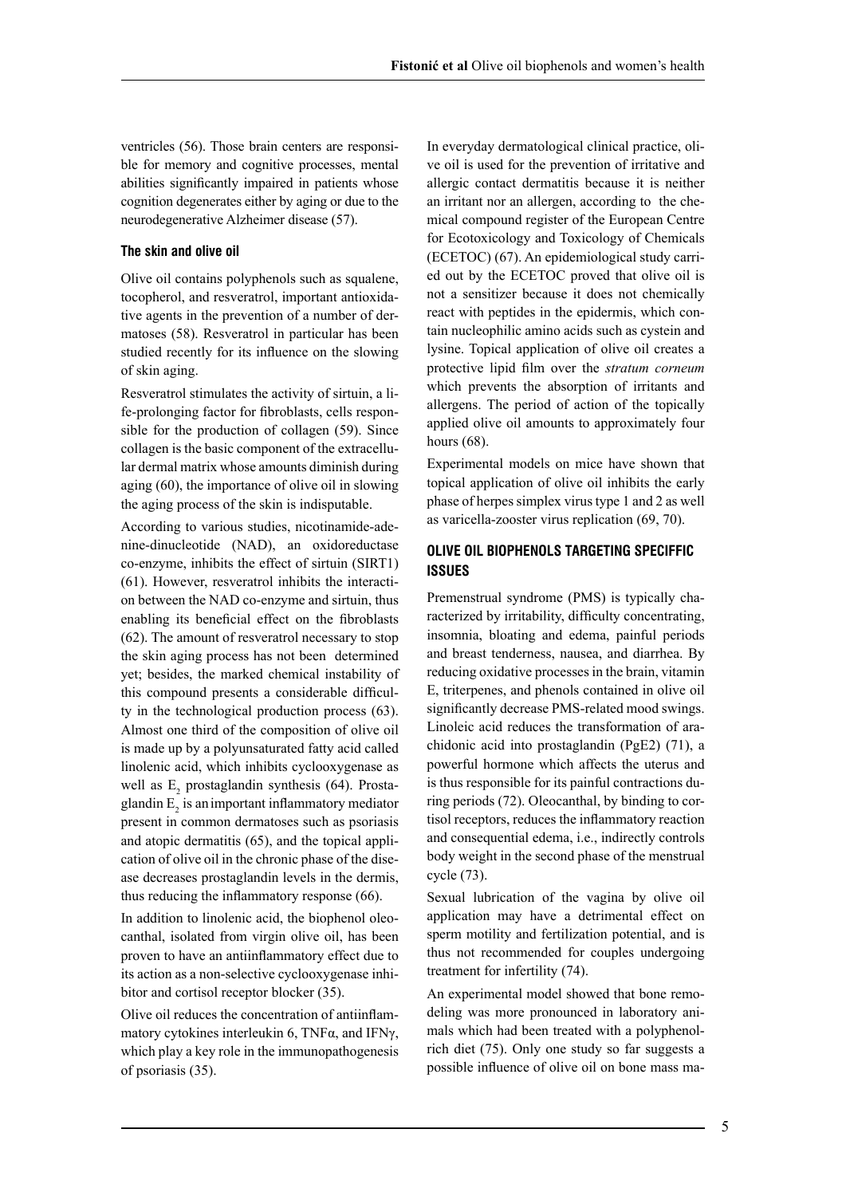ventricles (56). Those brain centers are responsible for memory and cognitive processes, mental abilities significantly impaired in patients whose cognition degenerates either by aging or due to the neurodegenerative Alzheimer disease (57).

### The skin and olive oil

Olive oil contains polyphenols such as squalene, tocopherol, and resveratrol, important antioxidative agents in the prevention of a number of dermatoses (58). Resveratrol in particular has been studied recently for its influence on the slowing of skin aging.

Resveratrol stimulates the activity of sirtuin, a life-prolonging factor for fibroblasts, cells responsible for the production of collagen (59). Since collagen is the basic component of the extracellular dermal matrix whose amounts diminish during aging (60), the importance of olive oil in slowing the aging process of the skin is indisputable.

According to various studies, nicotinamide-adenine-dinucleotide (NAD), an oxidoreductase co-enzyme, inhibits the effect of sirtuin (SIRT1) (61). However, resveratrol inhibits the interaction between the NAD co-enzyme and sirtuin, thus enabling its beneficial effect on the fibroblasts (62). The amount of resveratrol necessary to stop the skin aging process has not been determined yet; besides, the marked chemical instability of this compound presents a considerable difficulty in the technological production process (63). Almost one third of the composition of olive oil is made up by a polyunsaturated fatty acid called linolenic acid, which inhibits cyclooxygenase as well as $E_2$ prostaglandin synthesis (64). Prostaglandin $E_2$ is an important inflammatory mediator present in common dermatoses such as psoriasis and atopic dermatitis (65), and the topical application of olive oil in the chronic phase of the disease decreases prostaglandin levels in the dermis, thus reducing the inflammatory response (66).

In addition to linolenic acid, the biophenol oleocanthal, isolated from virgin olive oil, has been proven to have an antiinflammatory effect due to its action as a non-selective cyclooxygenase inhibitor and cortisol receptor blocker (35).

Olive oil reduces the concentration of antiinflammatory cytokines interleukin 6, TNF$\alpha$, and IFN$\gamma$, which play a key role in the immunopathogenesis of psoriasis (35).

In everyday dermatological clinical practice, olive oil is used for the prevention of irritative and allergic contact dermatitis because it is neither an irritant nor an allergen, according to the chemical compound register of the European Centre for Ecotoxicology and Toxicology of Chemicals (ECETOC) (67). An epidemiological study carried out by the ECETOC proved that olive oil is not a sensitizer because it does not chemically react with peptides in the epidermis, which contain nucleophilic amino acids such as cystein and lysine. Topical application of olive oil creates a protective lipid film over the *stratum corneum* which prevents the absorption of irritants and allergens. The period of action of the topically applied olive oil amounts to approximately four hours (68).

Experimental models on mice have shown that topical application of olive oil inhibits the early phase of herpes simplex virus type 1 and 2 as well as varicella-zooster virus replication (69, 70).

## OLIVE OIL BIOPHENOLS TARGETING SPECIFFIC ISSUES

Premenstrual syndrome (PMS) is typically characterized by irritability, difficulty concentrating, insomnia, bloating and edema, painful periods and breast tenderness, nausea, and diarrhea. By reducing oxidative processes in the brain, vitamin E, triterpenes, and phenols contained in olive oil significantly decrease PMS-related mood swings. Linoleic acid reduces the transformation of arachidonic acid into prostaglandin (PgE2) (71), a powerful hormone which affects the uterus and is thus responsible for its painful contractions during periods (72). Oleocanthal, by binding to cortisol receptors, reduces the inflammatory reaction and consequential edema, i.e., indirectly controls body weight in the second phase of the menstrual cycle (73).

Sexual lubrication of the vagina by olive oil application may have a detrimental effect on sperm motility and fertilization potential, and is thus not recommended for couples undergoing treatment for infertility (74).

An experimental model showed that bone remodeling was more pronounced in laboratory animals which had been treated with a polyphenol-rich diet (75). Only one study so far suggests a possible influence of olive oil on bone mass ma-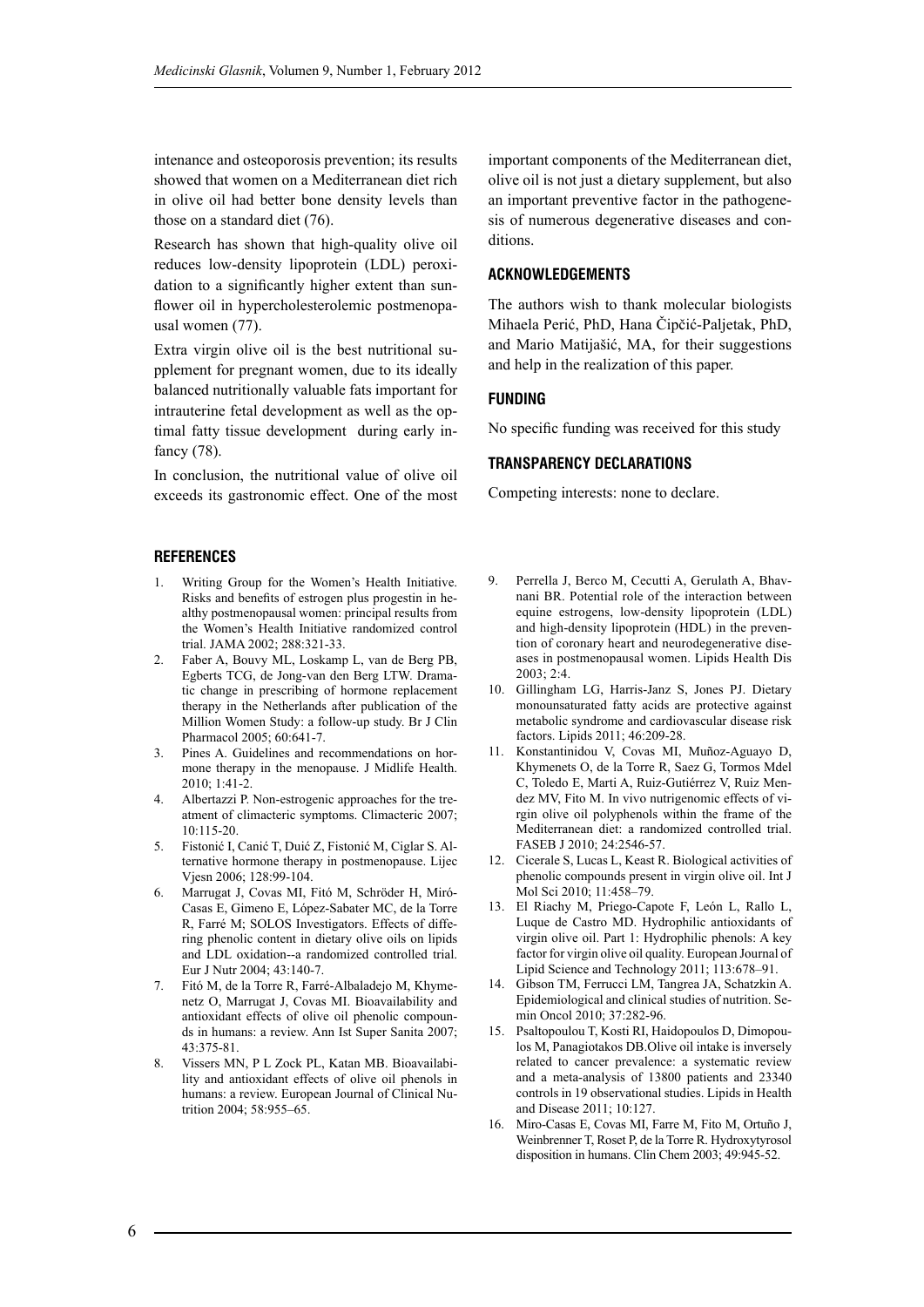intenance and osteoporosis prevention; its results showed that women on a Mediterranean diet rich in olive oil had better bone density levels than those on a standard diet (76).

Research has shown that high-quality olive oil reduces low-density lipoprotein (LDL) peroxidation to a significantly higher extent than sunflower oil in hypercholesterolemic postmenopausal women (77).

Extra virgin olive oil is the best nutritional supplement for pregnant women, due to its ideally balanced nutritionally valuable fats important for intrauterine fetal development as well as the optimal fatty tissue development during early infancy (78).

In conclusion, the nutritional value of olive oil exceeds its gastronomic effect. One of the most important components of the Mediterranean diet, olive oil is not just a dietary supplement, but also an important preventive factor in the pathogenesis of numerous degenerative diseases and conditions.

## ACKNOWLEDGEMENTS

The authors wish to thank molecular biologists Mihaela Perić, PhD, Hana Čipčić-Paljetak, PhD, and Mario Matijašić, MA, for their suggestions and help in the realization of this paper.

## FUNDING

No specific funding was received for this study

## TRANSPARENCY DECLARATIONS

Competing interests: none to declare.

## REFERENCES

1. Writing Group for the Women's Health Initiative. Risks and benefits of estrogen plus progestin in healthy postmenopausal women: principal results from the Women's Health Initiative randomized control trial. JAMA 2002; 288:321-33.
2. Faber A, Bouvy ML, Loskamp L, van de Berg PB, Egberts TCG, de Jong-van den Berg LTW. Dramatic change in prescribing of hormone replacement therapy in the Netherlands after publication of the Million Women Study: a follow-up study. Br J Clin Pharmacol 2005; 60:641-7.
3. Pines A. Guidelines and recommendations on hormone therapy in the menopause. J Midlife Health. 2010; 1:41-2.
4. Albertazzi P. Non-estrogenic approaches for the treatment of climacteric symptoms. Climacteric 2007; 10:115-20.
5. Fistonić I, Canić T, Duić Z, Fistonić M, Ciglar S. Alternative hormone therapy in postmenopause. Lijec Vjesn 2006; 128:99-104.
6. Marrugat J, Covas MI, Fitó M, Schröder H, Miró-Casas E, Gimeno E, López-Sabater MC, de la Torre R, Farré M; SOLOS Investigators. Effects of differing phenolic content in dietary olive oils on lipids and LDL oxidation--a randomized controlled trial. Eur J Nutr 2004; 43:140-7.
7. Fitó M, de la Torre R, Farré-Albaladejo M, Khymenetz O, Marrugat J, Covas MI. Bioavailability and antioxidant effects of olive oil phenolic compounds in humans: a review. Ann Ist Super Sanita 2007; 43:375-81.
8. Vissers MN, P L Zock PL, Katan MB. Bioavailability and antioxidant effects of olive oil phenols in humans: a review. European Journal of Clinical Nutrition 2004; 58:955–65.
9. Perrella J, Berco M, Cecutti A, Gerulath A, Bhavnani BR. Potential role of the interaction between equine estrogens, low-density lipoprotein (LDL) and high-density lipoprotein (HDL) in the prevention of coronary heart and neurodegenerative diseases in postmenopausal women. Lipids Health Dis 2003; 2:4.
10. Gillingham LG, Harris-Janz S, Jones PJ. Dietary monounsaturated fatty acids are protective against metabolic syndrome and cardiovascular disease risk factors. Lipids 2011; 46:209-28.
11. Konstantinidou V, Covas MI, Muñoz-Aguayo D, Khymenets O, de la Torre R, Saez G, Tormos Mdel C, Toledo E, Marti A, Ruiz-Gutiérrez V, Ruiz Mendez MV, Fito M. In vivo nutrigenomic effects of virgin olive oil polyphenols within the frame of the Mediterranean diet: a randomized controlled trial. FASEB J 2010; 24:2546-57.
12. Cicerale S, Lucas L, Keast R. Biological activities of phenolic compounds present in virgin olive oil. Int J Mol Sci 2010; 11:458–79.
13. El Riachy M, Priego-Capote F, León L, Rallo L, Luque de Castro MD. Hydrophilic antioxidants of virgin olive oil. Part 1: Hydrophilic phenols: A key factor for virgin olive oil quality. European Journal of Lipid Science and Technology 2011; 113:678–91.
14. Gibson TM, Ferrucci LM, Tangrea JA, Schatzkin A. Epidemiological and clinical studies of nutrition. Semin Oncol 2010; 37:282-96.
15. Psaltopoulou T, Kosti RI, Haidopoulos D, Dimopoulos M, Panagiotakos DB.Olive oil intake is inversely related to cancer prevalence: a systematic review and a meta-analysis of 13800 patients and 23340 controls in 19 observational studies. Lipids in Health and Disease 2011; 10:127.
16. Miro-Casas E, Covas MI, Farre M, Fito M, Ortuño J, Weinbrenner T, Roset P, de la Torre R. Hydroxytyrosol disposition in humans. Clin Chem 2003; 49:945-52.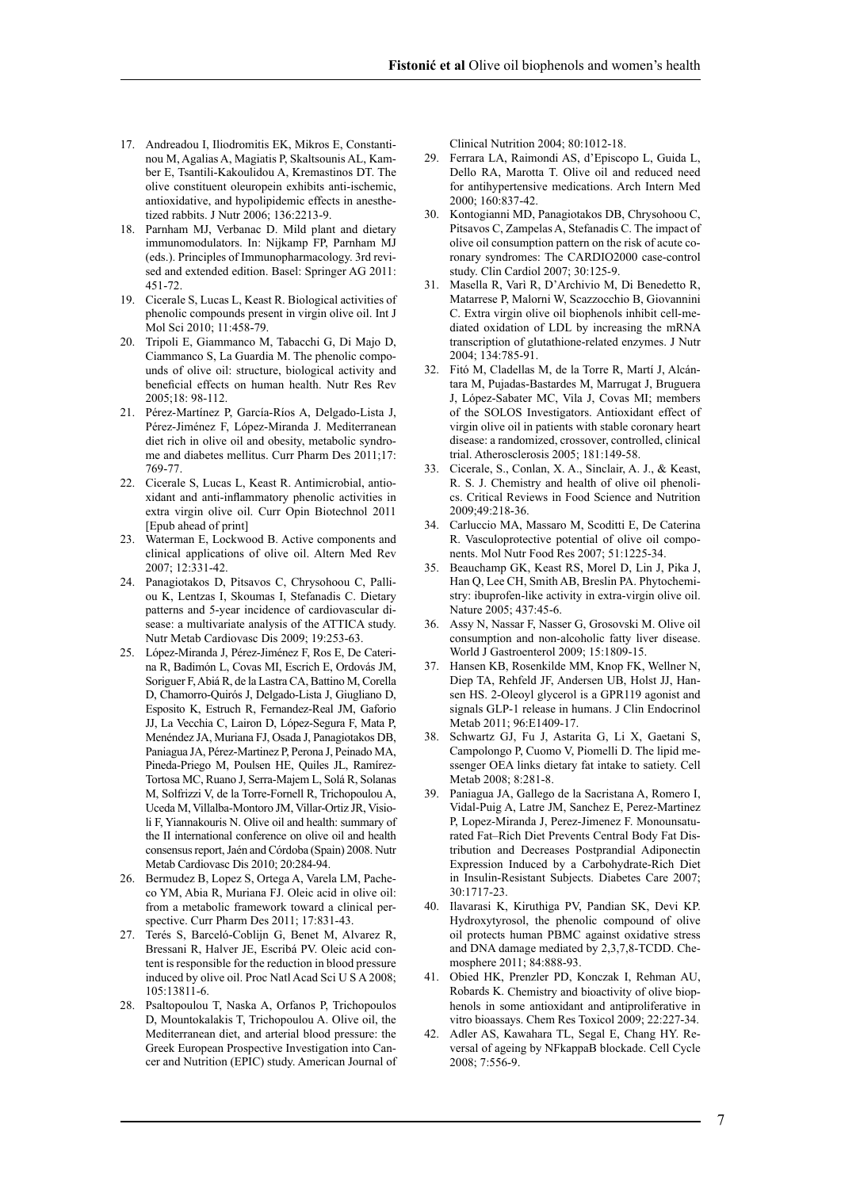17. Andreadou I, Iliodromitis EK, Mikros E, Constantinou M, Agalias A, Magiatis P, Skaltsounis AL, Kamber E, Tsantili-Kakoulidou A, Kremastinos DT. The olive constituent oleuropein exhibits anti-ischemic, antioxidative, and hypolipidemic effects in anesthetized rabbits. J Nutr 2006; 136:2213-9.
18. Parnham MJ, Verbanac D. Mild plant and dietary immunomodulators. In: Nijkamp FP, Parnham MJ (eds.). Principles of Immunopharmacology. 3rd revised and extended edition. Basel: Springer AG 2011: 451-72.
19. Cicerale S, Lucas L, Keast R. Biological activities of phenolic compounds present in virgin olive oil. Int J Mol Sci 2010; 11:458-79.
20. Tripoli E, Giammanco M, Tabacchi G, Di Majo D, Ciammanco S, La Guardia M. The phenolic compounds of olive oil: structure, biological activity and beneficial effects on human health. Nutr Res Rev 2005;18: 98-112.
21. Pérez-Martínez P, García-Ríos A, Delgado-Lista J, Pérez-Jiménez F, López-Miranda J. Mediterranean diet rich in olive oil and obesity, metabolic syndrome and diabetes mellitus. Curr Pharm Des 2011;17: 769-77.
22. Cicerale S, Lucas L, Keast R. Antimicrobial, antioxidant and anti-inflammatory phenolic activities in extra virgin olive oil. Curr Opin Biotechnol 2011 [Epub ahead of print]
23. Waterman E, Lockwood B. Active components and clinical applications of olive oil. Altern Med Rev 2007; 12:331-42.
24. Panagiotakos D, Pitsavos C, Chrysohoou C, Palliou K, Lentzas I, Skoumas I, Stefanadis C. Dietary patterns and 5-year incidence of cardiovascular disease: a multivariate analysis of the ATTICA study. Nutr Metab Cardiovasc Dis 2009; 19:253-63.
25. López-Miranda J, Pérez-Jiménez F, Ros E, De Caterina R, Badimón L, Covas MI, Escrich E, Ordovás JM, Soriguer F, Abiá R, de la Lastra CA, Battino M, Corella D, Chamorro-Quirós J, Delgado-Lista J, Giugliano D, Esposito K, Estruch R, Fernandez-Real JM, Gaforio JJ, La Vecchia C, Lairon D, López-Segura F, Mata P, Menéndez JA, Muriana FJ, Osada J, Panagiotakos DB, Paniagua JA, Pérez-Martinez P, Perona J, Peinado MA, Pineda-Priego M, Poulsen HE, Quiles JL, Ramírez-Tortosa MC, Ruano J, Serra-Majem L, Solá R, Solanas M, Solfrizzi V, de la Torre-Fornell R, Trichopoulou A, Uceda M, Villalba-Montoro JM, Villar-Ortiz JR, Visioli F, Yiannakouris N. Olive oil and health: summary of the II international conference on olive oil and health consensus report, Jaén and Córdoba (Spain) 2008. Nutr Metab Cardiovasc Dis 2010; 20:284-94.
26. Bermudez B, Lopez S, Ortega A, Varela LM, Pacheco YM, Abia R, Muriana FJ. Oleic acid in olive oil: from a metabolic framework toward a clinical perspective. Curr Pharm Des 2011; 17:831-43.
27. Terés S, Barceló-Coblijn G, Benet M, Alvarez R, Bressani R, Halver JE, Escribá PV. Oleic acid content is responsible for the reduction in blood pressure induced by olive oil. Proc Natl Acad Sci U S A 2008; 105:13811-6.
28. Psaltopoulou T, Naska A, Orfanos P, Trichopoulos D, Mountokalakis T, Trichopoulou A. Olive oil, the Mediterranean diet, and arterial blood pressure: the Greek European Prospective Investigation into Cancer and Nutrition (EPIC) study. American Journal of Clinical Nutrition 2004; 80:1012-18.
29. Ferrara LA, Raimondi AS, d'Episcopo L, Guida L, Dello RA, Marotta T. Olive oil and reduced need for antihypertensive medications. Arch Intern Med 2000; 160:837-42.
30. Kontogianni MD, Panagiotakos DB, Chrysohoou C, Pitsavos C, Zampelas A, Stefanadis C. The impact of olive oil consumption pattern on the risk of acute coronary syndromes: The CARDIO2000 case-control study. Clin Cardiol 2007; 30:125-9.
31. Masella R, Varì R, D'Archivio M, Di Benedetto R, Matarrese P, Malorni W, Scazzocchio B, Giovannini C. Extra virgin olive oil biophenols inhibit cell-mediated oxidation of LDL by increasing the mRNA transcription of glutathione-related enzymes. J Nutr 2004; 134:785-91.
32. Fitó M, Cladellas M, de la Torre R, Martí J, Alcántara M, Pujadas-Bastardes M, Marrugat J, Bruguera J, López-Sabater MC, Vila J, Covas MI; members of the SOLOS Investigators. Antioxidant effect of virgin olive oil in patients with stable coronary heart disease: a randomized, crossover, controlled, clinical trial. Atherosclerosis 2005; 181:149-58.
33. Cicerale, S., Conlan, X. A., Sinclair, A. J., & Keast, R. S. J. Chemistry and health of olive oil phenolics. Critical Reviews in Food Science and Nutrition 2009;49:218-36.
34. Carluccio MA, Massaro M, Scoditti E, De Caterina R. Vasculoprotective potential of olive oil components. Mol Nutr Food Res 2007; 51:1225-34.
35. Beauchamp GK, Keast RS, Morel D, Lin J, Pika J, Han Q, Lee CH, Smith AB, Breslin PA. Phytochemistry: ibuprofen-like activity in extra-virgin olive oil. Nature 2005; 437:45-6.
36. Assy N, Nassar F, Nasser G, Grosovski M. Olive oil consumption and non-alcoholic fatty liver disease. World J Gastroenterol 2009; 15:1809-15.
37. Hansen KB, Rosenkilde MM, Knop FK, Wellner N, Diep TA, Rehfeld JF, Andersen UB, Holst JJ, Hansen HS. 2-Oleoyl glycerol is a GPR119 agonist and signals GLP-1 release in humans. J Clin Endocrinol Metab 2011; 96:E1409-17.
38. Schwartz GJ, Fu J, Astarita G, Li X, Gaetani S, Campolongo P, Cuomo V, Piomelli D. The lipid messenger OEA links dietary fat intake to satiety. Cell Metab 2008; 8:281-8.
39. Paniagua JA, Gallego de la Sacristana A, Romero I, Vidal-Puig A, Latre JM, Sanchez E, Perez-Martinez P, Lopez-Miranda J, Perez-Jimenez F. Monounsaturated Fat–Rich Diet Prevents Central Body Fat Distribution and Decreases Postprandial Adiponectin Expression Induced by a Carbohydrate-Rich Diet in Insulin-Resistant Subjects. Diabetes Care 2007; 30:1717-23.
40. Ilavarasi K, Kiruthiga PV, Pandian SK, Devi KP. Hydroxytyrosol, the phenolic compound of olive oil protects human PBMC against oxidative stress and DNA damage mediated by 2,3,7,8-TCDD. Chemosphere 2011; 84:888-93.
41. Obied HK, Prenzler PD, Konczak I, Rehman AU, Robards K. Chemistry and bioactivity of olive biophenols in some antioxidant and antiproliferative in vitro bioassays. Chem Res Toxicol 2009; 22:227-34.
42. Adler AS, Kawahara TL, Segal E, Chang HY. Reversal of ageing by NFkappaB blockade. Cell Cycle 2008; 7:556-9.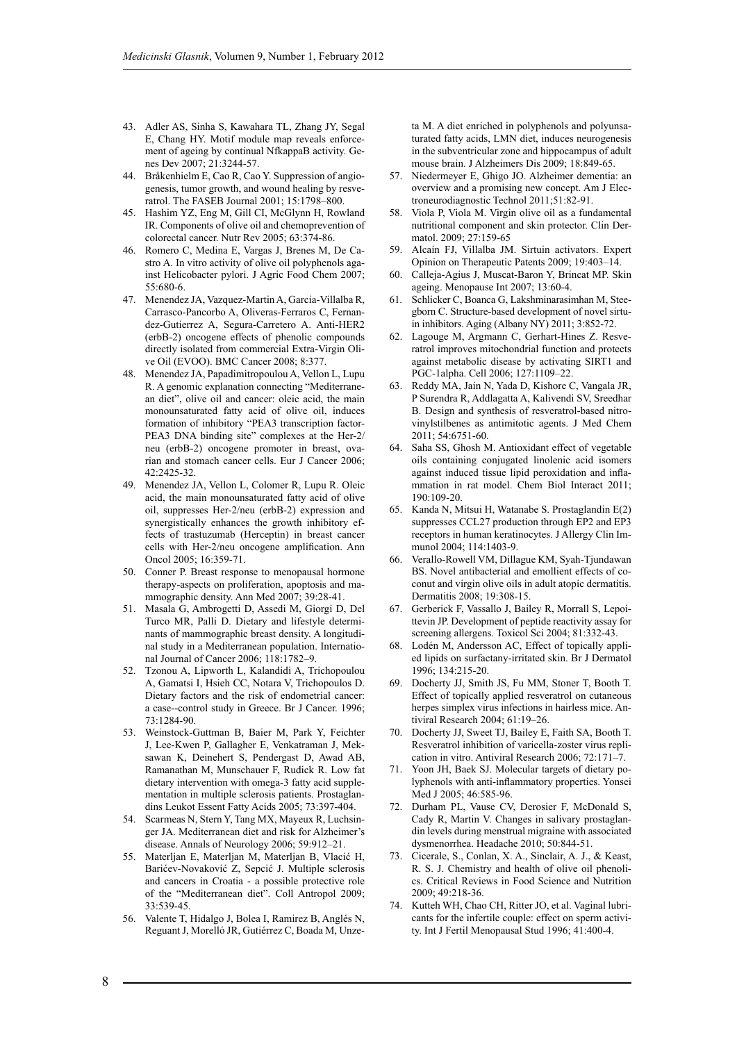43. Adler AS, Sinha S, Kawahara TL, Zhang JY, Segal E, Chang HY. Motif module map reveals enforcement of ageing by continual NfkappaB activity. Genes Dev 2007; 21:3244-57.
44. Bråkenhielm E, Cao R, Cao Y. Suppression of angiogenesis, tumor growth, and wound healing by resveratrol. The FASEB Journal 2001; 15:1798–800.
45. Hashim YZ, Eng M, Gill CI, McGlynn H, Rowland IR. Components of olive oil and chemoprevention of colorectal cancer. Nutr Rev 2005; 63:374-86.
46. Romero C, Medina E, Vargas J, Brenes M, De Castro A. In vitro activity of olive oil polyphenols against Helicobacter pylori. J Agric Food Chem 2007; 55:680-6.
47. Menendez JA, Vazquez-Martin A, Garcia-Villalba R, Carrasco-Pancorbo A, Oliveras-Ferraros C, Fernandez-Gutierrez A, Segura-Carretero A. Anti-HER2 (erbB-2) oncogene effects of phenolic compounds directly isolated from commercial Extra-Virgin Olive Oil (EVOO). BMC Cancer 2008; 8:377.
48. Menendez JA, Papadimitropoulou A, Vellon L, Lupu R. A genomic explanation connecting "Mediterranean diet", olive oil and cancer: oleic acid, the main monounsaturated fatty acid of olive oil, induces formation of inhibitory "PEA3 transcription factor-PEA3 DNA binding site" complexes at the Her-2/neu (erbB-2) oncogene promoter in breast, ovarian and stomach cancer cells. Eur J Cancer 2006; 42:2425-32.
49. Menendez JA, Vellon L, Colomer R, Lupu R. Oleic acid, the main monounsaturated fatty acid of olive oil, suppresses Her-2/neu (erbB-2) expression and synergistically enhances the growth inhibitory effects of trastuzumab (Herceptin) in breast cancer cells with Her-2/neu oncogene amplification. Ann Oncol 2005; 16:359-71.
50. Conner P. Breast response to menopausal hormone therapy-aspects on proliferation, apoptosis and mammographic density. Ann Med 2007; 39:28-41.
51. Masala G, Ambrogetti D, Assedi M, Giorgi D, Del Turco MR, Palli D. Dietary and lifestyle determinants of mammographic breast density. A longitudinal study in a Mediterranean population. International Journal of Cancer 2006; 118:1782–9.
52. Tzonou A, Lipworth L, Kalandidi A, Trichopoulou A, Gamatsi I, Hsieh CC, Notara V, Trichopoulos D. Dietary factors and the risk of endometrial cancer: a case--control study in Greece. Br J Cancer. 1996; 73:1284-90.
53. Weinstock-Guttman B, Baier M, Park Y, Feichter J, Lee-Kwen P, Gallagher E, Venkatraman J, Meksawan K, Deinehert S, Pendergast D, Awad AB, Ramanathan M, Munschauer F, Rudick R. Low fat dietary intervention with omega-3 fatty acid supplementation in multiple sclerosis patients. Prostaglandins Leukot Essent Fatty Acids 2005; 73:397-404.
54. Scarmeas N, Stern Y, Tang MX, Mayeux R, Luchsinger JA. Mediterranean diet and risk for Alzheimer's disease. Annals of Neurology 2006; 59:912–21.
55. Materljan E, Materljan M, Materljan B, Vlacić H, Barićev-Novaković Z, Sepcić J. Multiple sclerosis and cancers in Croatia - a possible protective role of the "Mediterranean diet". Coll Antropol 2009; 33:539-45.
56. Valente T, Hidalgo J, Bolea I, Ramirez B, Anglés N, Reguant J, Morelló JR, Gutiérrez C, Boada M, Unzeta M. A diet enriched in polyphenols and polyunsaturated fatty acids, LMN diet, induces neurogenesis in the subventricular zone and hippocampus of adult mouse brain. J Alzheimers Dis 2009; 18:849-65.
57. Niedermeyer E, Ghigo JO. Alzheimer dementia: an overview and a promising new concept. Am J Electroneurodiagnostic Technol 2011;51:82-91.
58. Viola P, Viola M. Virgin olive oil as a fundamental nutritional component and skin protector. Clin Dermatol. 2009; 27:159-65
59. Alcaín FJ, Villalba JM. Sirtuin activators. Expert Opinion on Therapeutic Patents 2009; 19:403–14.
60. Calleja-Agius J, Muscat-Baron Y, Brincat MP. Skin ageing. Menopause Int 2007; 13:60-4.
61. Schlicker C, Boanca G, Lakshminarasimhan M, Steegborn C. Structure-based development of novel sirtuin inhibitors. Aging (Albany NY) 2011; 3:852-72.
62. Lagouge M, Argmann C, Gerhart-Hines Z. Resveratrol improves mitochondrial function and protects against metabolic disease by activating SIRT1 and PGC-1alpha. Cell 2006; 127:1109–22.
63. Reddy MA, Jain N, Yada D, Kishore C, Vangala JR, P Surendra R, Addlagatta A, Kalivendi SV, Sreedhar B. Design and synthesis of resveratrol-based nitrovinylstilbenes as antimitotic agents. J Med Chem 2011; 54:6751-60.
64. Saha SS, Ghosh M. Antioxidant effect of vegetable oils containing conjugated linolenic acid isomers against induced tissue lipid peroxidation and inflammation in rat model. Chem Biol Interact 2011; 190:109-20.
65. Kanda N, Mitsui H, Watanabe S. Prostaglandin E(2) suppresses CCL27 production through EP2 and EP3 receptors in human keratinocytes. J Allergy Clin Immunol 2004; 114:1403-9.
66. Verallo-Rowell VM, Dillague KM, Syah-Tjundawan BS. Novel antibacterial and emollient effects of coconut and virgin olive oils in adult atopic dermatitis. Dermatitis 2008; 19:308-15.
67. Gerberick F, Vassallo J, Bailey R, Morrall S, Lepoittevin JP. Development of peptide reactivity assay for screening allergens. Toxicol Sci 2004; 81:332-43.
68. Lodén M, Andersson AC, Effect of topically applied lipids on surfactany-irritated skin. Br J Dermatol 1996; 134:215-20.
69. Docherty JJ, Smith JS, Fu MM, Stoner T, Booth T. Effect of topically applied resveratrol on cutaneous herpes simplex virus infections in hairless mice. Antiviral Research 2004; 61:19–26.
70. Docherty JJ, Sweet TJ, Bailey E, Faith SA, Booth T. Resveratrol inhibition of varicella-zoster virus replication in vitro. Antiviral Research 2006; 72:171–7.
71. Yoon JH, Baek SJ. Molecular targets of dietary polyphenols with anti-inflammatory properties. Yonsei Med J 2005; 46:585-96.
72. Durham PL, Vause CV, Derosier F, McDonald S, Cady R, Martin V. Changes in salivary prostaglandin levels during menstrual migraine with associated dysmenorrhea. Headache 2010; 50:844-51.
73. Cicerale, S., Conlan, X. A., Sinclair, A. J., & Keast, R. S. J. Chemistry and health of olive oil phenolics. Critical Reviews in Food Science and Nutrition 2009; 49:218-36.
74. Kutteh WH, Chao CH, Ritter JO, et al. Vaginal lubricants for the infertile couple: effect on sperm activity. Int J Fertil Menopausal Stud 1996; 41:400-4.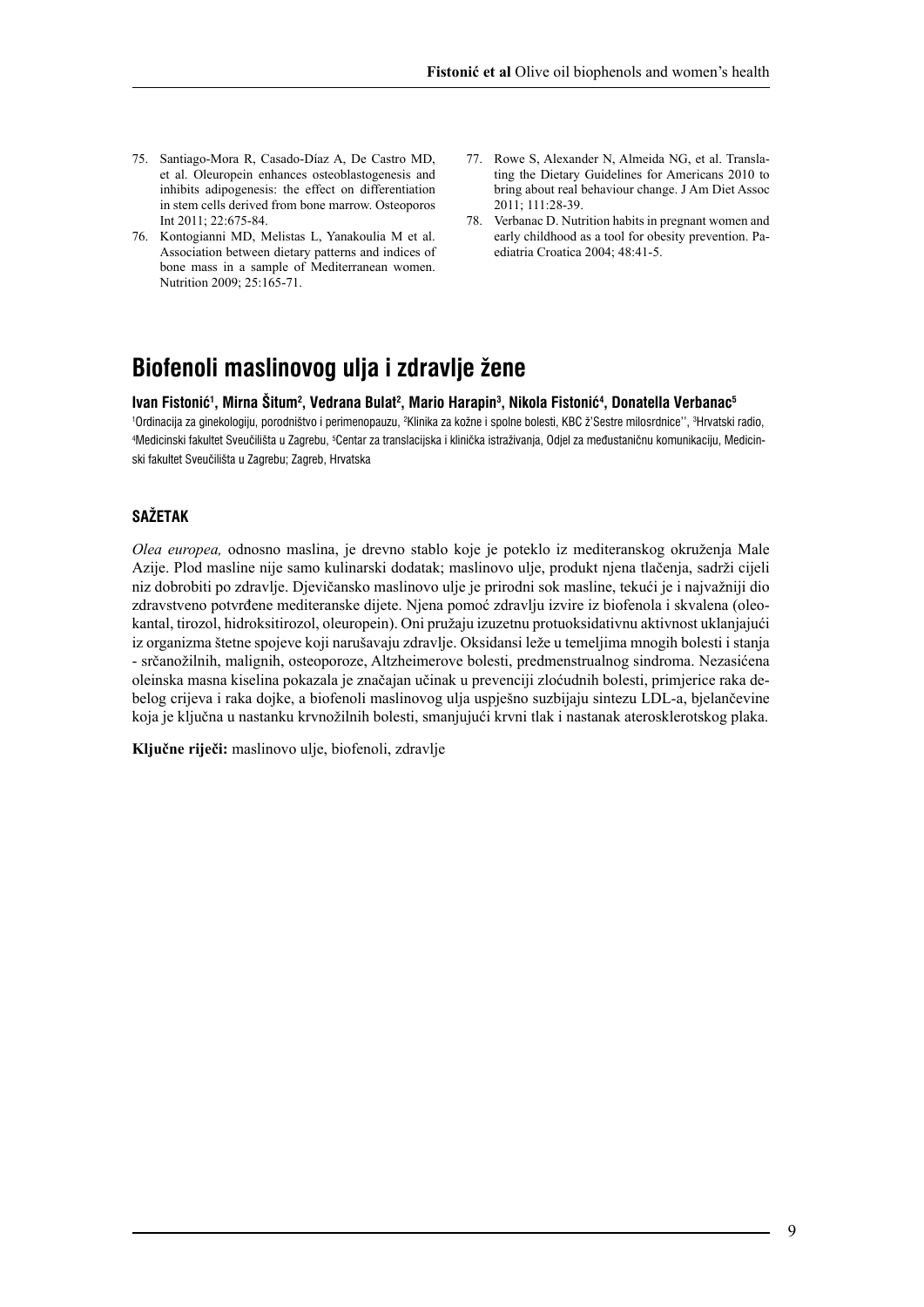75. Santiago-Mora R, Casado-Díaz A, De Castro MD, et al. Oleuropein enhances osteoblastogenesis and inhibits adipogenesis: the effect on differentiation in stem cells derived from bone marrow. Osteoporos Int 2011; 22:675-84.
76. Kontogianni MD, Melistas L, Yanakoulia M et al. Association between dietary patterns and indices of bone mass in a sample of Mediterranean women. Nutrition 2009; 25:165-71.
77. Rowe S, Alexander N, Almeida NG, et al. Translating the Dietary Guidelines for Americans 2010 to bring about real behaviour change. J Am Diet Assoc 2011; 111:28-39.
78. Verbanac D. Nutrition habits in pregnant women and early childhood as a tool for obesity prevention. Paediatria Croatica 2004; 48:41-5.

# Biofenoli maslinovog ulja i zdravlje žene

**Ivan Fistonić[1], Mirna Šitum[2], Vedrana Bulat[2], Mario Harapin[3], Nikola Fistonić[4], Donatella Verbanac[5]**

[1]Ordinacija za ginekologiju, porodništvo i perimenopauzu, [2]Klinika za kožne i spolne bolesti, KBC ž'Sestre milosrdnice'', [3]Hrvatski radio, [4]Medicinski fakultet Sveučilišta u Zagrebu, [5]Centar za translacijska i klinička istraživanja, Odjel za međustaničnu komunikaciju, Medicinski fakultet Sveučilišta u Zagrebu; Zagreb, Hrvatska

## SAŽETAK

*Olea europea,* odnosno maslina, je drevno stablo koje je poteklo iz mediteranskog okruženja Male Azije. Plod masline nije samo kulinarski dodatak; maslinovo ulje, produkt njena tlačenja, sadrži cijeli niz dobrobiti po zdravlje. Djevičansko maslinovo ulje je prirodni sok masline, tekući je i najvažniji dio zdravstveno potvrđene mediteranske dijete. Njena pomoć zdravlju izvire iz biofenola i skvalena (oleokantal, tirozol, hidroksitirozol, oleuropein). Oni pružaju izuzetnu protuoksidativnu aktivnost uklanjajući iz organizma štetne spojeve koji narušavaju zdravlje. Oksidansi leže u temeljima mnogih bolesti i stanja - srčanožilnih, malignih, osteoporoze, Altzheimerove bolesti, predmenstrualnog sindroma. Nezasićena oleinska masna kiselina pokazala je značajan učinak u prevenciji zloćudnih bolesti, primjerice raka debelog crijeva i raka dojke, a biofenoli maslinovog ulja uspješno suzbijaju sintezu LDL-a, bjelančevine koja je ključna u nastanku krvnožilnih bolesti, smanjujući krvni tlak i nastanak aterosklerotskog plaka.

**Ključne riječi:** maslinovo ulje, biofenoli, zdravlje